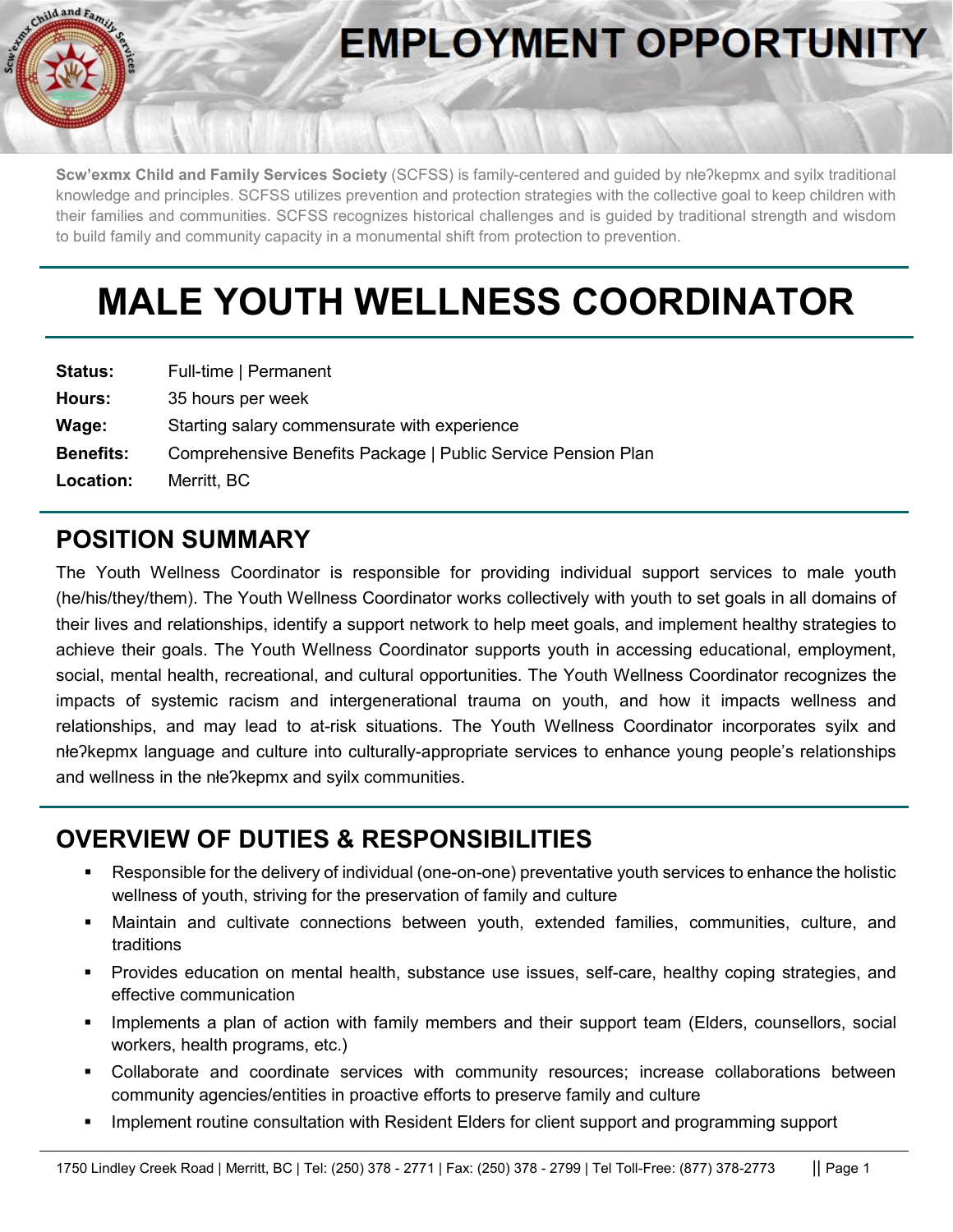# EMPLOYMENT OPPORTUNITY

**Scw'exmx Child and Family Services Society** (SCFSS) is family-centered and guided by nłeʔkepmx and syilx traditional knowledge and principles. SCFSS utilizes prevention and protection strategies with the collective goal to keep children with their families and communities. SCFSS recognizes historical challenges and is guided by traditional strength and wisdom to build family and community capacity in a monumental shift from protection to prevention.

# MALE YOUTH WELLNESS COORDINATOR

**Status:** Full-time | Permanent
**Hours:** 35 hours per week
**Wage:** Starting salary commensurate with experience
**Benefits:** Comprehensive Benefits Package | Public Service Pension Plan
**Location:** Merritt, BC

## POSITION SUMMARY

The Youth Wellness Coordinator is responsible for providing individual support services to male youth (he/his/they/them). The Youth Wellness Coordinator works collectively with youth to set goals in all domains of their lives and relationships, identify a support network to help meet goals, and implement healthy strategies to achieve their goals. The Youth Wellness Coordinator supports youth in accessing educational, employment, social, mental health, recreational, and cultural opportunities. The Youth Wellness Coordinator recognizes the impacts of systemic racism and intergenerational trauma on youth, and how it impacts wellness and relationships, and may lead to at-risk situations. The Youth Wellness Coordinator incorporates syilx and nłeʔkepmx language and culture into culturally-appropriate services to enhance young people's relationships and wellness in the nłeʔkepmx and syilx communities.

## OVERVIEW OF DUTIES & RESPONSIBILITIES

- Responsible for the delivery of individual (one-on-one) preventative youth services to enhance the holistic wellness of youth, striving for the preservation of family and culture
- Maintain and cultivate connections between youth, extended families, communities, culture, and traditions
- Provides education on mental health, substance use issues, self-care, healthy coping strategies, and effective communication
- Implements a plan of action with family members and their support team (Elders, counsellors, social workers, health programs, etc.)
- Collaborate and coordinate services with community resources; increase collaborations between community agencies/entities in proactive efforts to preserve family and culture
- Implement routine consultation with Resident Elders for client support and programming support

1750 Lindley Creek Road | Merritt, BC | Tel: (250) 378 - 2771 | Fax: (250) 378 - 2799 | Tel Toll-Free: (877) 378-2773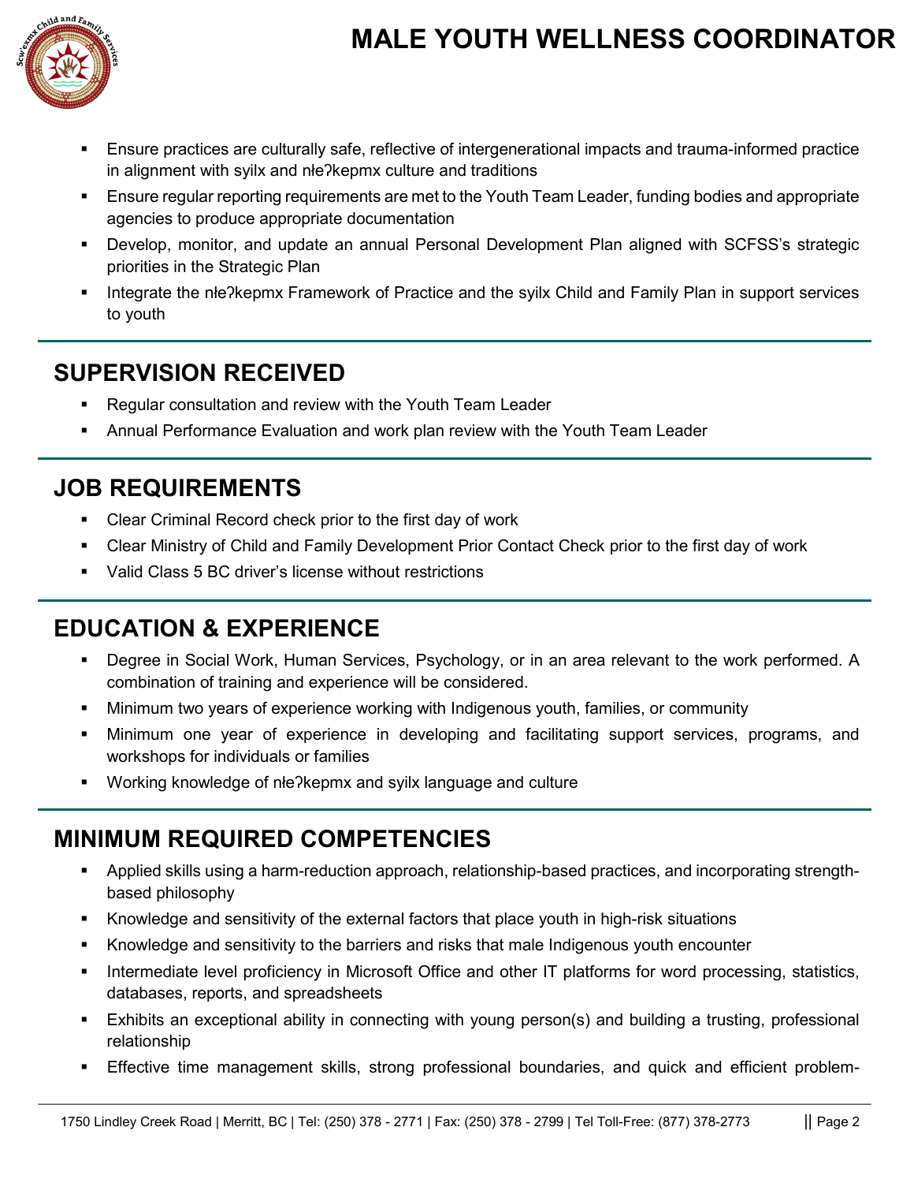- Ensure practices are culturally safe, reflective of intergenerational impacts and trauma-informed practice in alignment with syilx and nłeʔkepmx culture and traditions
- Ensure regular reporting requirements are met to the Youth Team Leader, funding bodies and appropriate agencies to produce appropriate documentation
- Develop, monitor, and update an annual Personal Development Plan aligned with SCFSS's strategic priorities in the Strategic Plan
- Integrate the nłeʔkepmx Framework of Practice and the syilx Child and Family Plan in support services to youth

## SUPERVISION RECEIVED

- Regular consultation and review with the Youth Team Leader
- Annual Performance Evaluation and work plan review with the Youth Team Leader

## JOB REQUIREMENTS

- Clear Criminal Record check prior to the first day of work
- Clear Ministry of Child and Family Development Prior Contact Check prior to the first day of work
- Valid Class 5 BC driver's license without restrictions

## EDUCATION & EXPERIENCE

- Degree in Social Work, Human Services, Psychology, or in an area relevant to the work performed. A combination of training and experience will be considered.
- Minimum two years of experience working with Indigenous youth, families, or community
- Minimum one year of experience in developing and facilitating support services, programs, and workshops for individuals or families
- Working knowledge of nłeʔkepmx and syilx language and culture

## MINIMUM REQUIRED COMPETENCIES

- Applied skills using a harm-reduction approach, relationship-based practices, and incorporating strength-based philosophy
- Knowledge and sensitivity of the external factors that place youth in high-risk situations
- Knowledge and sensitivity to the barriers and risks that male Indigenous youth encounter
- Intermediate level proficiency in Microsoft Office and other IT platforms for word processing, statistics, databases, reports, and spreadsheets
- Exhibits an exceptional ability in connecting with young person(s) and building a trusting, professional relationship
- Effective time management skills, strong professional boundaries, and quick and efficient problem-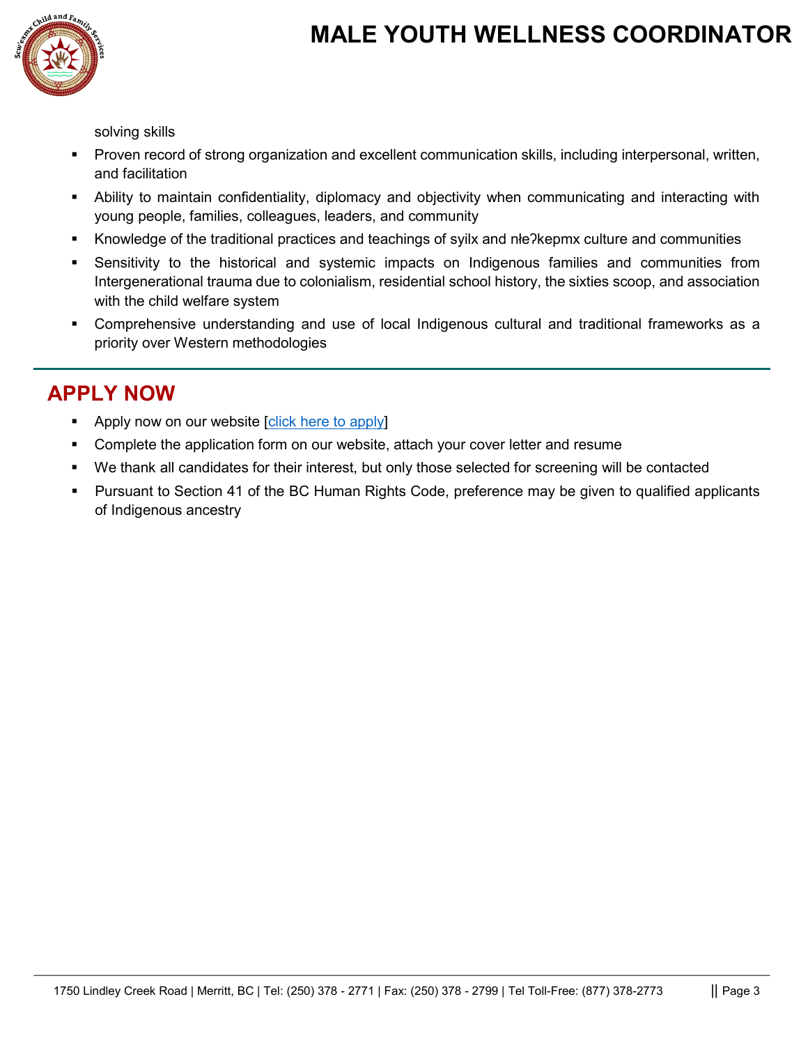solving skills

- Proven record of strong organization and excellent communication skills, including interpersonal, written, and facilitation
- Ability to maintain confidentiality, diplomacy and objectivity when communicating and interacting with young people, families, colleagues, leaders, and community
- Knowledge of the traditional practices and teachings of syilx and nłeʔkepmx culture and communities
- Sensitivity to the historical and systemic impacts on Indigenous families and communities from Intergenerational trauma due to colonialism, residential school history, the sixties scoop, and association with the child welfare system
- Comprehensive understanding and use of local Indigenous cultural and traditional frameworks as a priority over Western methodologies

## APPLY NOW

- Apply now on our website [click here to apply]
- Complete the application form on our website, attach your cover letter and resume
- We thank all candidates for their interest, but only those selected for screening will be contacted
- Pursuant to Section 41 of the BC Human Rights Code, preference may be given to qualified applicants of Indigenous ancestry